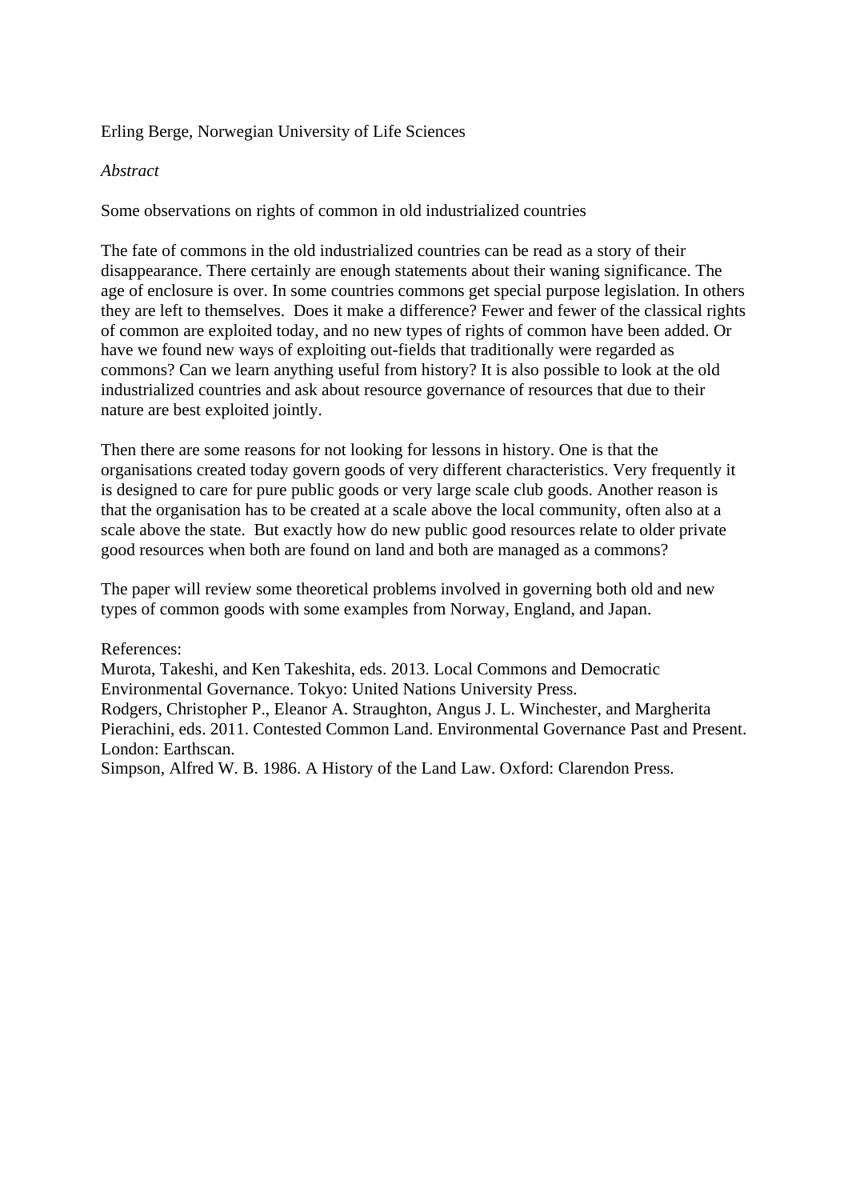Erling Berge, Norwegian University of Life Sciences

*Abstract*

Some observations on rights of common in old industrialized countries

The fate of commons in the old industrialized countries can be read as a story of their disappearance. There certainly are enough statements about their waning significance. The age of enclosure is over. In some countries commons get special purpose legislation. In others they are left to themselves. Does it make a difference? Fewer and fewer of the classical rights of common are exploited today, and no new types of rights of common have been added. Or have we found new ways of exploiting out-fields that traditionally were regarded as commons? Can we learn anything useful from history? It is also possible to look at the old industrialized countries and ask about resource governance of resources that due to their nature are best exploited jointly.

Then there are some reasons for not looking for lessons in history. One is that the organisations created today govern goods of very different characteristics. Very frequently it is designed to care for pure public goods or very large scale club goods. Another reason is that the organisation has to be created at a scale above the local community, often also at a scale above the state. But exactly how do new public good resources relate to older private good resources when both are found on land and both are managed as a commons?

The paper will review some theoretical problems involved in governing both old and new types of common goods with some examples from Norway, England, and Japan.

References:
Murota, Takeshi, and Ken Takeshita, eds. 2013. Local Commons and Democratic Environmental Governance. Tokyo: United Nations University Press.
Rodgers, Christopher P., Eleanor A. Straughton, Angus J. L. Winchester, and Margherita Pierachini, eds. 2011. Contested Common Land. Environmental Governance Past and Present. London: Earthscan.
Simpson, Alfred W. B. 1986. A History of the Land Law. Oxford: Clarendon Press.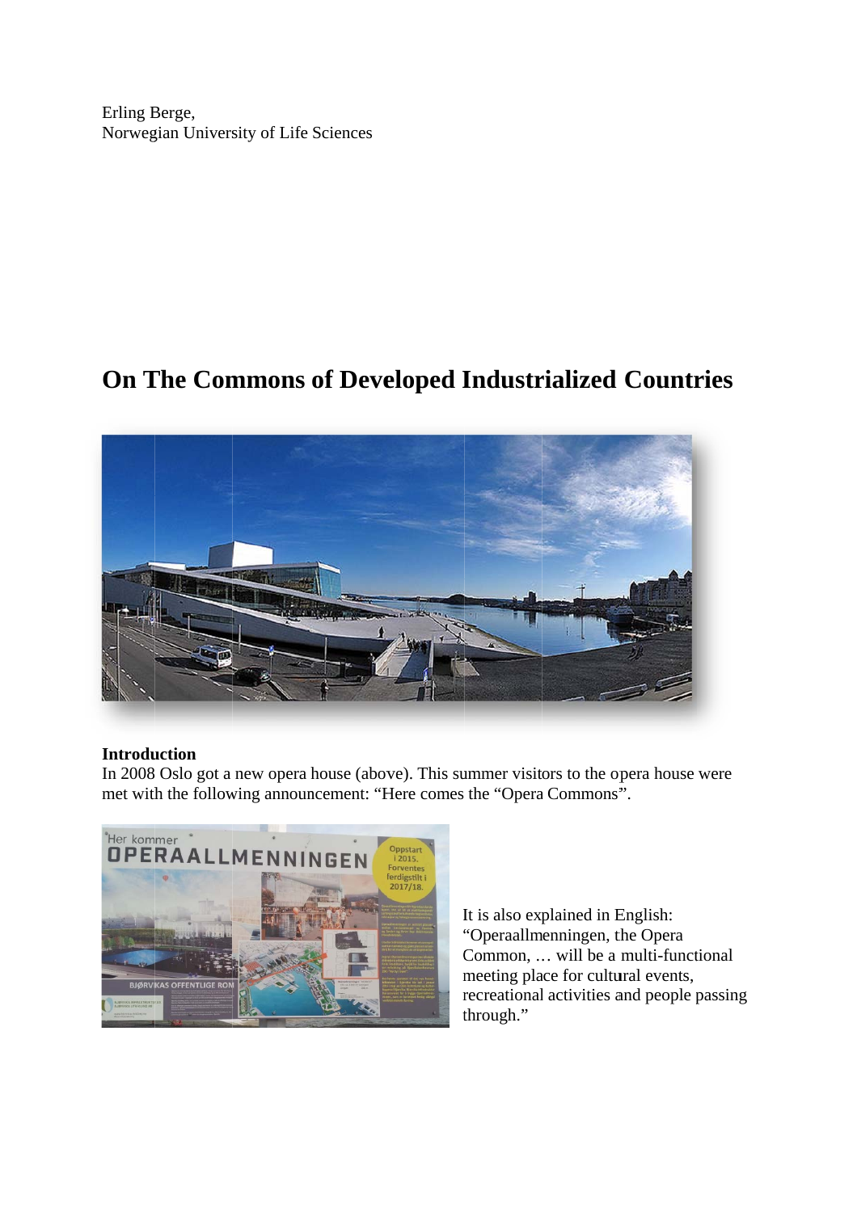Erling Berge,
Norwegian University of Life Sciences

# On The Commons of Developed Industrialized Countries

## Introduction

In 2008 Oslo got a new opera house (above). This summer visitors to the opera house were met with the following announcement: "Here comes the "Opera Commons".

It is also explained in English: "Operaallmenningen, the Opera Common, … will be a multi-functional meeting place for cultural events, recreational activities and people passing through."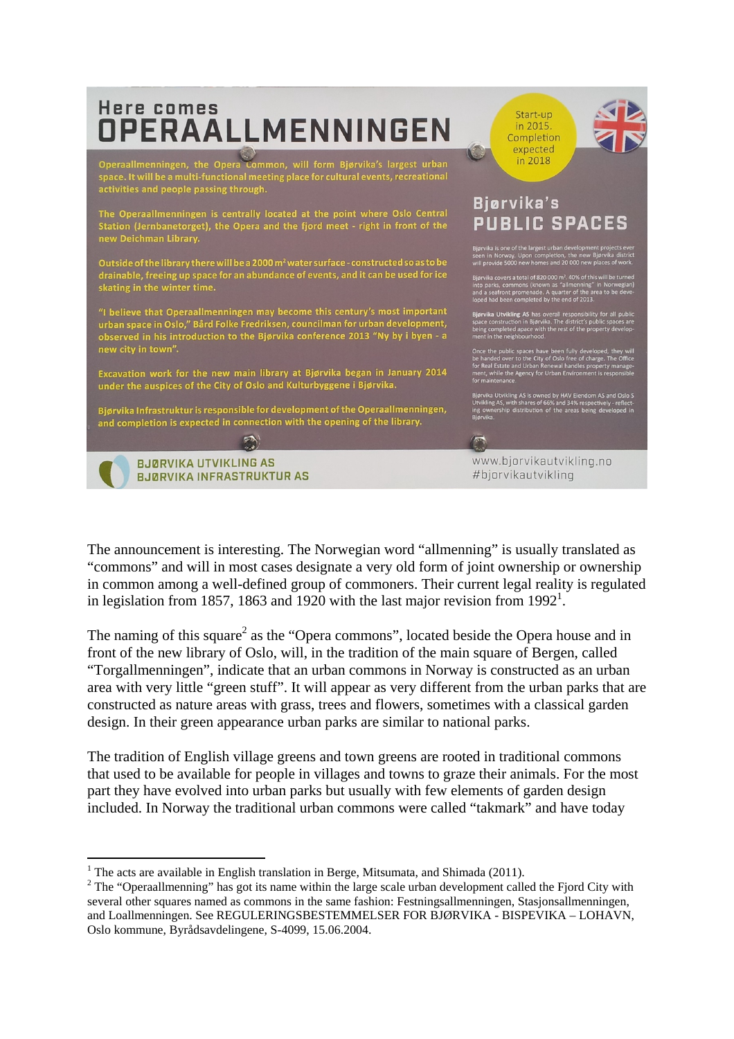## Here comes OPERAALLMENNINGEN

Operaallmenningen, the Opera Common, will form Bjørvika's largest urban space. It will be a multi-functional meeting place for cultural events, recreational activities and people passing through.

The Operaallmenningen is centrally located at the point where Oslo Central Station (Jernbanetorget), the Opera and the fjord meet - right in front of the new Deichman Library.

Outside of the library there will be a 2000 m² water surface - constructed so as to be drainable, freeing up space for an abundance of events, and it can be used for ice skating in the winter time.

"I believe that Operaallmenningen may become this century's most important urban space in Oslo," Bård Folke Fredriksen, councilman for urban development, observed in his introduction to the Bjørvika conference 2013 "Ny by i byen - a new city in town".

Excavation work for the new main library at Bjørvika began in January 2014 under the auspices of the City of Oslo and Kulturbyggene i Bjørvika.

Bjørvika Infrastruktur is responsible for development of the Operaallmenningen, and completion is expected in connection with the opening of the library.

Start-up in 2015. Completion expected in 2018

## Bjørvika's PUBLIC SPACES

Bjørvika is one of the largest urban development projects ever seen in Norway. Upon completion, the new Bjørvika district will provide 5000 new homes and 20 000 new places of work.

Bjørvika covers a total of 820 000 m². 40% of this will be turned into parks, commons (known as "allmenning" in Norwegian) and a seafront promenade. A quarter of the area to be developed had been completed by the end of 2013.

Bjørvika Utvikling AS has overall responsibility for all public space construction in Bjørvika. The district's public spaces are being completed apace with the rest of the property development in the neighbourhood.

Once the public spaces have been fully developed, they will be handed over to the City of Oslo free of charge. The Office for Real Estate and Urban Renewal handles property management, while the Agency for Urban Environment is responsible for maintenance.

Bjørvika Utvikling AS is owned by HAV Eiendom AS and Oslo S Utvikling AS, with shares of 66% and 34% respectively - reflecting ownership distribution of the areas being developed in Bjørvika.

BJØRVIKA UTVIKLING AS
BJØRVIKA INFRASTRUKTUR AS

www.bjorvikautvikling.no
#bjorvikautvikling

The announcement is interesting. The Norwegian word "allmenning" is usually translated as "commons" and will in most cases designate a very old form of joint ownership or ownership in common among a well-defined group of commoners. Their current legal reality is regulated in legislation from 1857, 1863 and 1920 with the last major revision from 1992[1].

The naming of this square[2] as the "Opera commons", located beside the Opera house and in front of the new library of Oslo, will, in the tradition of the main square of Bergen, called "Torgallmenningen", indicate that an urban commons in Norway is constructed as an urban area with very little "green stuff". It will appear as very different from the urban parks that are constructed as nature areas with grass, trees and flowers, sometimes with a classical garden design. In their green appearance urban parks are similar to national parks.

The tradition of English village greens and town greens are rooted in traditional commons that used to be available for people in villages and towns to graze their animals. For the most part they have evolved into urban parks but usually with few elements of garden design included. In Norway the traditional urban commons were called "takmark" and have today

---

[1] The acts are available in English translation in Berge, Mitsumata, and Shimada (2011).

[2] The "Operaallmenning" has got its name within the large scale urban development called the Fjord City with several other squares named as commons in the same fashion: Festningsallmenningen, Stasjonsallmenningen, and Loallmenningen. See REGULERINGSBESTEMMELSER FOR BJØRVIKA - BISPEVIKA – LOHAVN, Oslo kommune, Byrådsavdelingene, S-4099, 15.06.2004.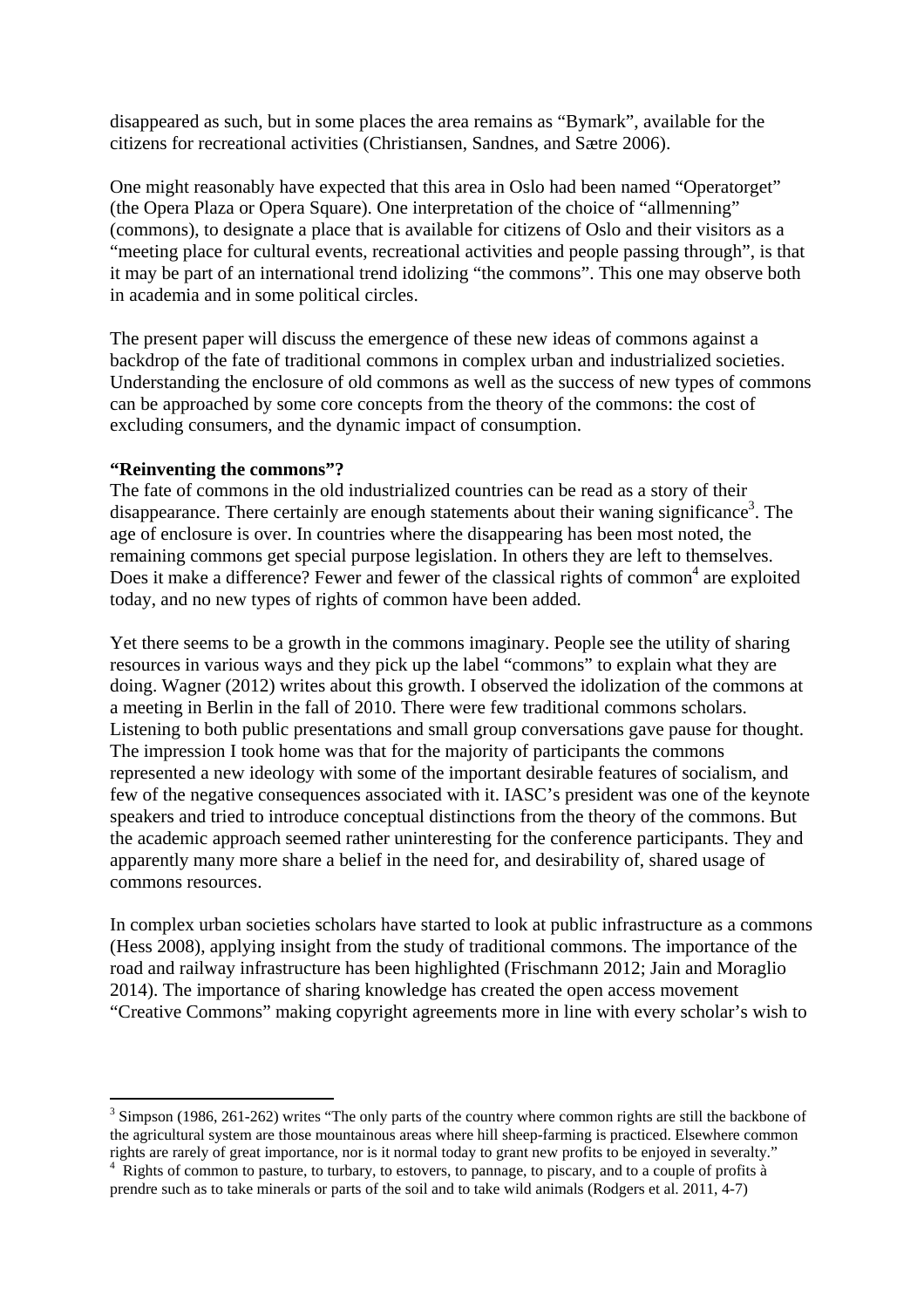disappeared as such, but in some places the area remains as "Bymark", available for the citizens for recreational activities (Christiansen, Sandnes, and Sætre 2006).

One might reasonably have expected that this area in Oslo had been named "Operatorget" (the Opera Plaza or Opera Square). One interpretation of the choice of "allmenning" (commons), to designate a place that is available for citizens of Oslo and their visitors as a "meeting place for cultural events, recreational activities and people passing through", is that it may be part of an international trend idolizing "the commons". This one may observe both in academia and in some political circles.

The present paper will discuss the emergence of these new ideas of commons against a backdrop of the fate of traditional commons in complex urban and industrialized societies. Understanding the enclosure of old commons as well as the success of new types of commons can be approached by some core concepts from the theory of the commons: the cost of excluding consumers, and the dynamic impact of consumption.

**"Reinventing the commons"?**

The fate of commons in the old industrialized countries can be read as a story of their disappearance. There certainly are enough statements about their waning significance[3]. The age of enclosure is over. In countries where the disappearing has been most noted, the remaining commons get special purpose legislation. In others they are left to themselves. Does it make a difference? Fewer and fewer of the classical rights of common[4] are exploited today, and no new types of rights of common have been added.

Yet there seems to be a growth in the commons imaginary. People see the utility of sharing resources in various ways and they pick up the label "commons" to explain what they are doing. Wagner (2012) writes about this growth. I observed the idolization of the commons at a meeting in Berlin in the fall of 2010. There were few traditional commons scholars. Listening to both public presentations and small group conversations gave pause for thought. The impression I took home was that for the majority of participants the commons represented a new ideology with some of the important desirable features of socialism, and few of the negative consequences associated with it. IASC's president was one of the keynote speakers and tried to introduce conceptual distinctions from the theory of the commons. But the academic approach seemed rather uninteresting for the conference participants. They and apparently many more share a belief in the need for, and desirability of, shared usage of commons resources.

In complex urban societies scholars have started to look at public infrastructure as a commons (Hess 2008), applying insight from the study of traditional commons. The importance of the road and railway infrastructure has been highlighted (Frischmann 2012; Jain and Moraglio 2014). The importance of sharing knowledge has created the open access movement "Creative Commons" making copyright agreements more in line with every scholar's wish to

---

[3] Simpson (1986, 261-262) writes "The only parts of the country where common rights are still the backbone of the agricultural system are those mountainous areas where hill sheep-farming is practiced. Elsewhere common rights are rarely of great importance, nor is it normal today to grant new profits to be enjoyed in severalty."

[4] Rights of common to pasture, to turbary, to estovers, to pannage, to piscary, and to a couple of profits à prendre such as to take minerals or parts of the soil and to take wild animals (Rodgers et al. 2011, 4-7)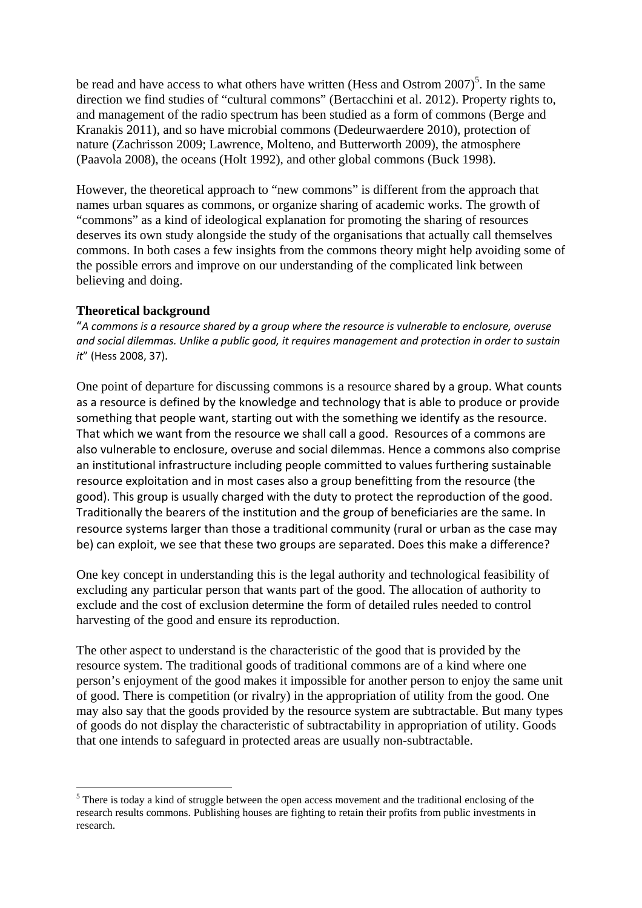be read and have access to what others have written (Hess and Ostrom 2007)[5]. In the same direction we find studies of "cultural commons" (Bertacchini et al. 2012). Property rights to, and management of the radio spectrum has been studied as a form of commons (Berge and Kranakis 2011), and so have microbial commons (Dedeurwaerdere 2010), protection of nature (Zachrisson 2009; Lawrence, Molteno, and Butterworth 2009), the atmosphere (Paavola 2008), the oceans (Holt 1992), and other global commons (Buck 1998).

However, the theoretical approach to "new commons" is different from the approach that names urban squares as commons, or organize sharing of academic works. The growth of "commons" as a kind of ideological explanation for promoting the sharing of resources deserves its own study alongside the study of the organisations that actually call themselves commons. In both cases a few insights from the commons theory might help avoiding some of the possible errors and improve on our understanding of the complicated link between believing and doing.

### Theoretical background

"*A commons is a resource shared by a group where the resource is vulnerable to enclosure, overuse and social dilemmas. Unlike a public good, it requires management and protection in order to sustain it*" (Hess 2008, 37).

One point of departure for discussing commons is a resource shared by a group. What counts as a resource is defined by the knowledge and technology that is able to produce or provide something that people want, starting out with the something we identify as the resource. That which we want from the resource we shall call a good. Resources of a commons are also vulnerable to enclosure, overuse and social dilemmas. Hence a commons also comprise an institutional infrastructure including people committed to values furthering sustainable resource exploitation and in most cases also a group benefitting from the resource (the good). This group is usually charged with the duty to protect the reproduction of the good. Traditionally the bearers of the institution and the group of beneficiaries are the same. In resource systems larger than those a traditional community (rural or urban as the case may be) can exploit, we see that these two groups are separated. Does this make a difference?

One key concept in understanding this is the legal authority and technological feasibility of excluding any particular person that wants part of the good. The allocation of authority to exclude and the cost of exclusion determine the form of detailed rules needed to control harvesting of the good and ensure its reproduction.

The other aspect to understand is the characteristic of the good that is provided by the resource system. The traditional goods of traditional commons are of a kind where one person's enjoyment of the good makes it impossible for another person to enjoy the same unit of good. There is competition (or rivalry) in the appropriation of utility from the good. One may also say that the goods provided by the resource system are subtractable. But many types of goods do not display the characteristic of subtractability in appropriation of utility. Goods that one intends to safeguard in protected areas are usually non-subtractable.

[5] There is today a kind of struggle between the open access movement and the traditional enclosing of the research results commons. Publishing houses are fighting to retain their profits from public investments in research.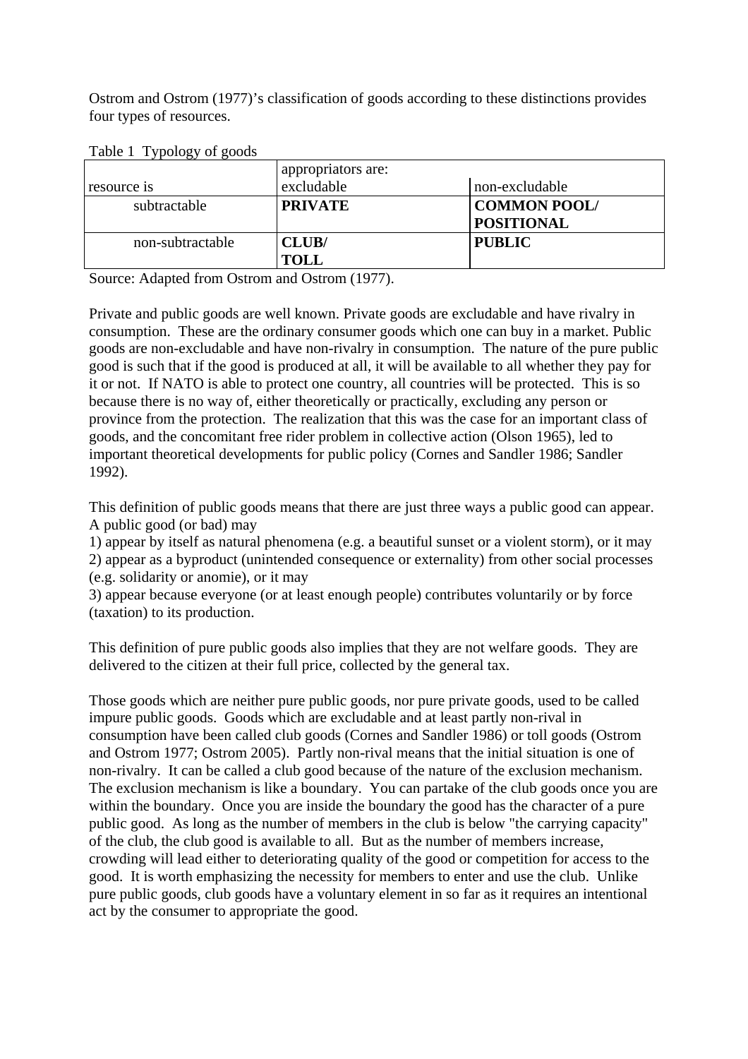Ostrom and Ostrom (1977)'s classification of goods according to these distinctions provides four types of resources.

Table 1 Typology of goods

| resource is | appropriators are: excludable | non-excludable |
|---|---|---|
| subtractable | **PRIVATE** | **COMMON POOL/ POSITIONAL** |
| non-subtractable | **CLUB/ TOLL** | **PUBLIC** |

Source: Adapted from Ostrom and Ostrom (1977).

Private and public goods are well known. Private goods are excludable and have rivalry in consumption. These are the ordinary consumer goods which one can buy in a market. Public goods are non-excludable and have non-rivalry in consumption. The nature of the pure public good is such that if the good is produced at all, it will be available to all whether they pay for it or not. If NATO is able to protect one country, all countries will be protected. This is so because there is no way of, either theoretically or practically, excluding any person or province from the protection. The realization that this was the case for an important class of goods, and the concomitant free rider problem in collective action (Olson 1965), led to important theoretical developments for public policy (Cornes and Sandler 1986; Sandler 1992).

This definition of public goods means that there are just three ways a public good can appear. A public good (or bad) may

1) appear by itself as natural phenomena (e.g. a beautiful sunset or a violent storm), or it may
2) appear as a byproduct (unintended consequence or externality) from other social processes (e.g. solidarity or anomie), or it may
3) appear because everyone (or at least enough people) contributes voluntarily or by force (taxation) to its production.

This definition of pure public goods also implies that they are not welfare goods. They are delivered to the citizen at their full price, collected by the general tax.

Those goods which are neither pure public goods, nor pure private goods, used to be called impure public goods. Goods which are excludable and at least partly non-rival in consumption have been called club goods (Cornes and Sandler 1986) or toll goods (Ostrom and Ostrom 1977; Ostrom 2005). Partly non-rival means that the initial situation is one of non-rivalry. It can be called a club good because of the nature of the exclusion mechanism. The exclusion mechanism is like a boundary. You can partake of the club goods once you are within the boundary. Once you are inside the boundary the good has the character of a pure public good. As long as the number of members in the club is below "the carrying capacity" of the club, the club good is available to all. But as the number of members increase, crowding will lead either to deteriorating quality of the good or competition for access to the good. It is worth emphasizing the necessity for members to enter and use the club. Unlike pure public goods, club goods have a voluntary element in so far as it requires an intentional act by the consumer to appropriate the good.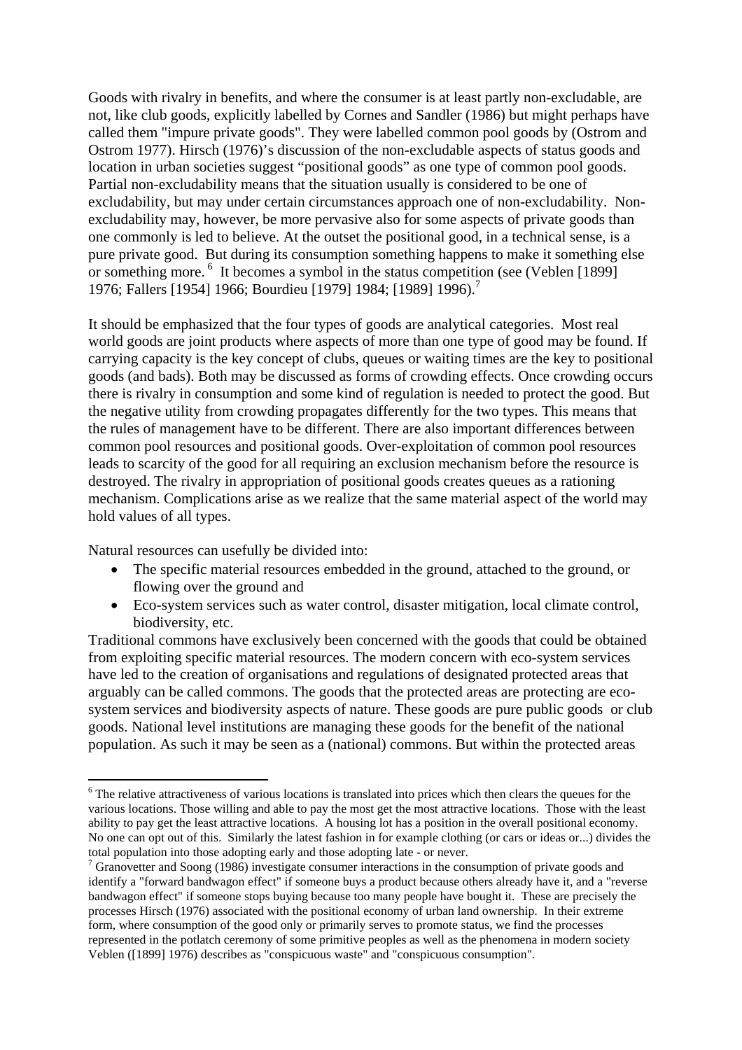Goods with rivalry in benefits, and where the consumer is at least partly non-excludable, are not, like club goods, explicitly labelled by Cornes and Sandler (1986) but might perhaps have called them "impure private goods". They were labelled common pool goods by (Ostrom and Ostrom 1977). Hirsch (1976)'s discussion of the non-excludable aspects of status goods and location in urban societies suggest "positional goods" as one type of common pool goods. Partial non-excludability means that the situation usually is considered to be one of excludability, but may under certain circumstances approach one of non-excludability. Non-excludability may, however, be more pervasive also for some aspects of private goods than one commonly is led to believe. At the outset the positional good, in a technical sense, is a pure private good. But during its consumption something happens to make it something else or something more.[6] It becomes a symbol in the status competition (see (Veblen [1899] 1976; Fallers [1954] 1966; Bourdieu [1979] 1984; [1989] 1996).[7]

It should be emphasized that the four types of goods are analytical categories. Most real world goods are joint products where aspects of more than one type of good may be found. If carrying capacity is the key concept of clubs, queues or waiting times are the key to positional goods (and bads). Both may be discussed as forms of crowding effects. Once crowding occurs there is rivalry in consumption and some kind of regulation is needed to protect the good. But the negative utility from crowding propagates differently for the two types. This means that the rules of management have to be different. There are also important differences between common pool resources and positional goods. Over-exploitation of common pool resources leads to scarcity of the good for all requiring an exclusion mechanism before the resource is destroyed. The rivalry in appropriation of positional goods creates queues as a rationing mechanism. Complications arise as we realize that the same material aspect of the world may hold values of all types.

Natural resources can usefully be divided into:

- The specific material resources embedded in the ground, attached to the ground, or flowing over the ground and
- Eco-system services such as water control, disaster mitigation, local climate control, biodiversity, etc.

Traditional commons have exclusively been concerned with the goods that could be obtained from exploiting specific material resources. The modern concern with eco-system services have led to the creation of organisations and regulations of designated protected areas that arguably can be called commons. The goods that the protected areas are protecting are eco-system services and biodiversity aspects of nature. These goods are pure public goods or club goods. National level institutions are managing these goods for the benefit of the national population. As such it may be seen as a (national) commons. But within the protected areas

---

[6] The relative attractiveness of various locations is translated into prices which then clears the queues for the various locations. Those willing and able to pay the most get the most attractive locations. Those with the least ability to pay get the least attractive locations. A housing lot has a position in the overall positional economy. No one can opt out of this. Similarly the latest fashion in for example clothing (or cars or ideas or...) divides the total population into those adopting early and those adopting late - or never.

[7] Granovetter and Soong (1986) investigate consumer interactions in the consumption of private goods and identify a "forward bandwagon effect" if someone buys a product because others already have it, and a "reverse bandwagon effect" if someone stops buying because too many people have bought it. These are precisely the processes Hirsch (1976) associated with the positional economy of urban land ownership. In their extreme form, where consumption of the good only or primarily serves to promote status, we find the processes represented in the potlatch ceremony of some primitive peoples as well as the phenomena in modern society Veblen ([1899] 1976) describes as "conspicuous waste" and "conspicuous consumption".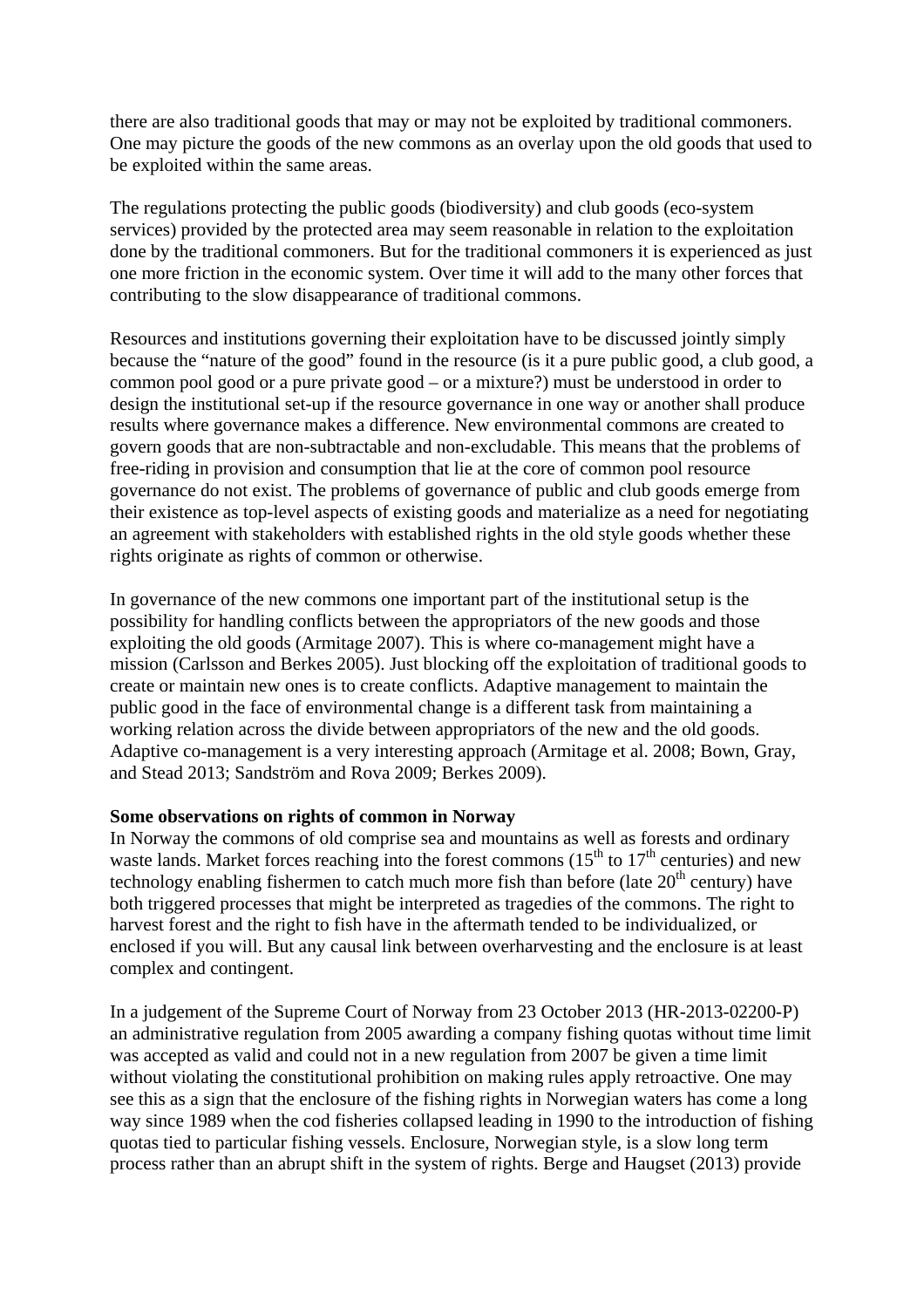there are also traditional goods that may or may not be exploited by traditional commoners. One may picture the goods of the new commons as an overlay upon the old goods that used to be exploited within the same areas.

The regulations protecting the public goods (biodiversity) and club goods (eco-system services) provided by the protected area may seem reasonable in relation to the exploitation done by the traditional commoners. But for the traditional commoners it is experienced as just one more friction in the economic system. Over time it will add to the many other forces that contributing to the slow disappearance of traditional commons.

Resources and institutions governing their exploitation have to be discussed jointly simply because the "nature of the good" found in the resource (is it a pure public good, a club good, a common pool good or a pure private good – or a mixture?) must be understood in order to design the institutional set-up if the resource governance in one way or another shall produce results where governance makes a difference. New environmental commons are created to govern goods that are non-subtractable and non-excludable. This means that the problems of free-riding in provision and consumption that lie at the core of common pool resource governance do not exist. The problems of governance of public and club goods emerge from their existence as top-level aspects of existing goods and materialize as a need for negotiating an agreement with stakeholders with established rights in the old style goods whether these rights originate as rights of common or otherwise.

In governance of the new commons one important part of the institutional setup is the possibility for handling conflicts between the appropriators of the new goods and those exploiting the old goods (Armitage 2007). This is where co-management might have a mission (Carlsson and Berkes 2005). Just blocking off the exploitation of traditional goods to create or maintain new ones is to create conflicts. Adaptive management to maintain the public good in the face of environmental change is a different task from maintaining a working relation across the divide between appropriators of the new and the old goods. Adaptive co-management is a very interesting approach (Armitage et al. 2008; Bown, Gray, and Stead 2013; Sandström and Rova 2009; Berkes 2009).

**Some observations on rights of common in Norway**

In Norway the commons of old comprise sea and mountains as well as forests and ordinary waste lands. Market forces reaching into the forest commons (15th to 17th centuries) and new technology enabling fishermen to catch much more fish than before (late 20th century) have both triggered processes that might be interpreted as tragedies of the commons. The right to harvest forest and the right to fish have in the aftermath tended to be individualized, or enclosed if you will. But any causal link between overharvesting and the enclosure is at least complex and contingent.

In a judgement of the Supreme Court of Norway from 23 October 2013 (HR-2013-02200-P) an administrative regulation from 2005 awarding a company fishing quotas without time limit was accepted as valid and could not in a new regulation from 2007 be given a time limit without violating the constitutional prohibition on making rules apply retroactive. One may see this as a sign that the enclosure of the fishing rights in Norwegian waters has come a long way since 1989 when the cod fisheries collapsed leading in 1990 to the introduction of fishing quotas tied to particular fishing vessels. Enclosure, Norwegian style, is a slow long term process rather than an abrupt shift in the system of rights. Berge and Haugset (2013) provide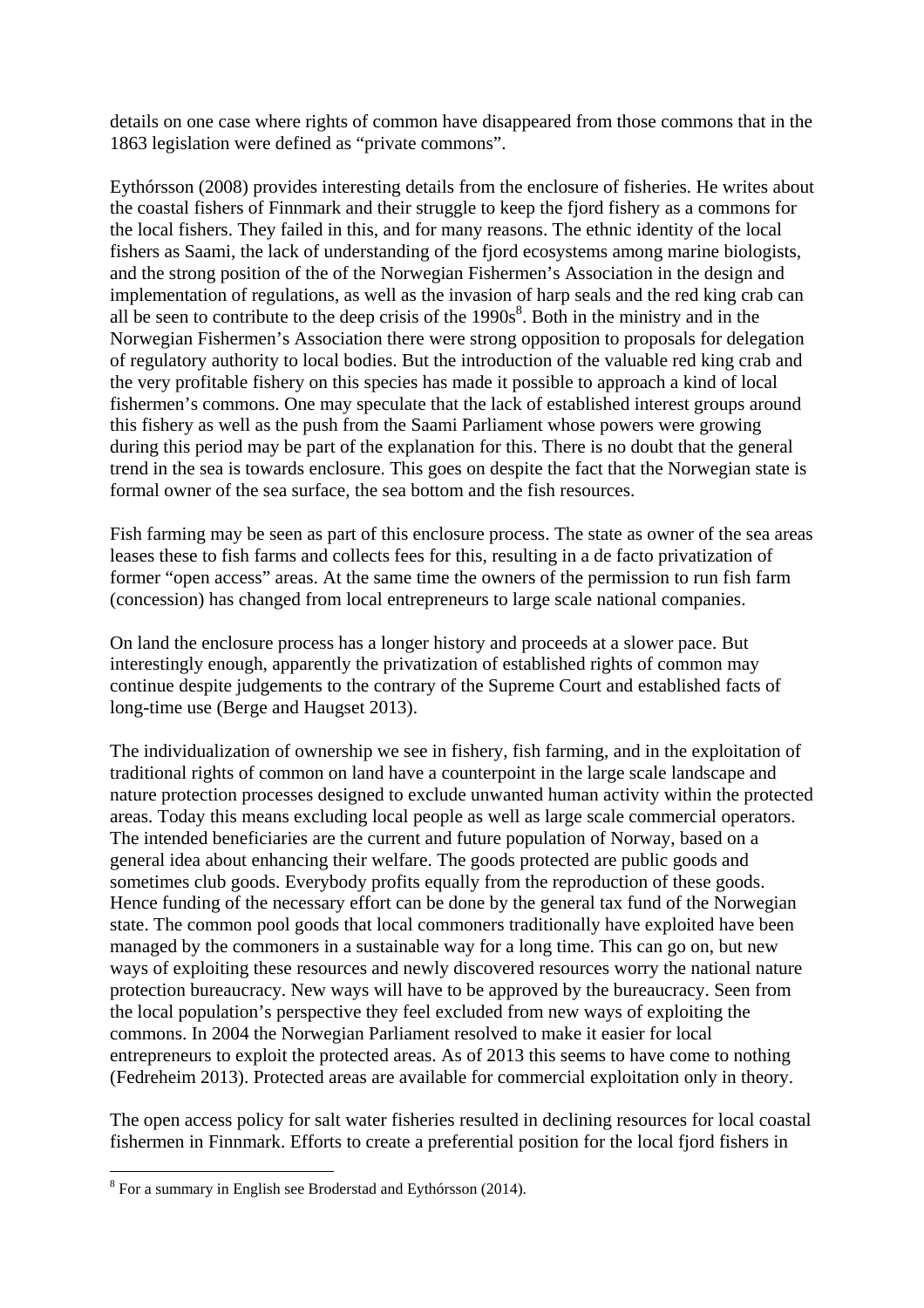details on one case where rights of common have disappeared from those commons that in the 1863 legislation were defined as "private commons".

Eythórsson (2008) provides interesting details from the enclosure of fisheries. He writes about the coastal fishers of Finnmark and their struggle to keep the fjord fishery as a commons for the local fishers. They failed in this, and for many reasons. The ethnic identity of the local fishers as Saami, the lack of understanding of the fjord ecosystems among marine biologists, and the strong position of the of the Norwegian Fishermen's Association in the design and implementation of regulations, as well as the invasion of harp seals and the red king crab can all be seen to contribute to the deep crisis of the 1990s[8]. Both in the ministry and in the Norwegian Fishermen's Association there were strong opposition to proposals for delegation of regulatory authority to local bodies. But the introduction of the valuable red king crab and the very profitable fishery on this species has made it possible to approach a kind of local fishermen's commons. One may speculate that the lack of established interest groups around this fishery as well as the push from the Saami Parliament whose powers were growing during this period may be part of the explanation for this. There is no doubt that the general trend in the sea is towards enclosure. This goes on despite the fact that the Norwegian state is formal owner of the sea surface, the sea bottom and the fish resources.

Fish farming may be seen as part of this enclosure process. The state as owner of the sea areas leases these to fish farms and collects fees for this, resulting in a de facto privatization of former "open access" areas. At the same time the owners of the permission to run fish farm (concession) has changed from local entrepreneurs to large scale national companies.

On land the enclosure process has a longer history and proceeds at a slower pace. But interestingly enough, apparently the privatization of established rights of common may continue despite judgements to the contrary of the Supreme Court and established facts of long-time use (Berge and Haugset 2013).

The individualization of ownership we see in fishery, fish farming, and in the exploitation of traditional rights of common on land have a counterpoint in the large scale landscape and nature protection processes designed to exclude unwanted human activity within the protected areas. Today this means excluding local people as well as large scale commercial operators. The intended beneficiaries are the current and future population of Norway, based on a general idea about enhancing their welfare. The goods protected are public goods and sometimes club goods. Everybody profits equally from the reproduction of these goods. Hence funding of the necessary effort can be done by the general tax fund of the Norwegian state. The common pool goods that local commoners traditionally have exploited have been managed by the commoners in a sustainable way for a long time. This can go on, but new ways of exploiting these resources and newly discovered resources worry the national nature protection bureaucracy. New ways will have to be approved by the bureaucracy. Seen from the local population's perspective they feel excluded from new ways of exploiting the commons. In 2004 the Norwegian Parliament resolved to make it easier for local entrepreneurs to exploit the protected areas. As of 2013 this seems to have come to nothing (Fedreheim 2013). Protected areas are available for commercial exploitation only in theory.

The open access policy for salt water fisheries resulted in declining resources for local coastal fishermen in Finnmark. Efforts to create a preferential position for the local fjord fishers in

[8] For a summary in English see Broderstad and Eythórsson (2014).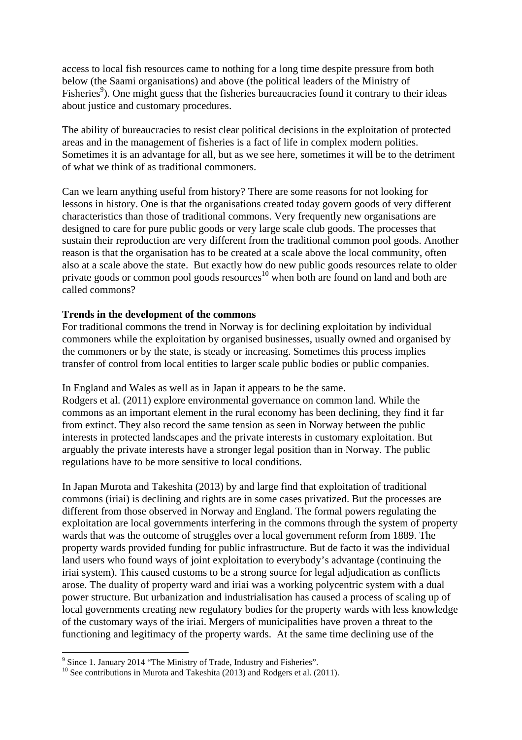access to local fish resources came to nothing for a long time despite pressure from both below (the Saami organisations) and above (the political leaders of the Ministry of Fisheries[9]). One might guess that the fisheries bureaucracies found it contrary to their ideas about justice and customary procedures.

The ability of bureaucracies to resist clear political decisions in the exploitation of protected areas and in the management of fisheries is a fact of life in complex modern polities. Sometimes it is an advantage for all, but as we see here, sometimes it will be to the detriment of what we think of as traditional commoners.

Can we learn anything useful from history? There are some reasons for not looking for lessons in history. One is that the organisations created today govern goods of very different characteristics than those of traditional commons. Very frequently new organisations are designed to care for pure public goods or very large scale club goods. The processes that sustain their reproduction are very different from the traditional common pool goods. Another reason is that the organisation has to be created at a scale above the local community, often also at a scale above the state. But exactly how do new public goods resources relate to older private goods or common pool goods resources[10] when both are found on land and both are called commons?

**Trends in the development of the commons**

For traditional commons the trend in Norway is for declining exploitation by individual commoners while the exploitation by organised businesses, usually owned and organised by the commoners or by the state, is steady or increasing. Sometimes this process implies transfer of control from local entities to larger scale public bodies or public companies.

In England and Wales as well as in Japan it appears to be the same.
Rodgers et al. (2011) explore environmental governance on common land. While the commons as an important element in the rural economy has been declining, they find it far from extinct. They also record the same tension as seen in Norway between the public interests in protected landscapes and the private interests in customary exploitation. But arguably the private interests have a stronger legal position than in Norway. The public regulations have to be more sensitive to local conditions.

In Japan Murota and Takeshita (2013) by and large find that exploitation of traditional commons (iriai) is declining and rights are in some cases privatized. But the processes are different from those observed in Norway and England. The formal powers regulating the exploitation are local governments interfering in the commons through the system of property wards that was the outcome of struggles over a local government reform from 1889. The property wards provided funding for public infrastructure. But de facto it was the individual land users who found ways of joint exploitation to everybody's advantage (continuing the iriai system). This caused customs to be a strong source for legal adjudication as conflicts arose. The duality of property ward and iriai was a working polycentric system with a dual power structure. But urbanization and industrialisation has caused a process of scaling up of local governments creating new regulatory bodies for the property wards with less knowledge of the customary ways of the iriai. Mergers of municipalities have proven a threat to the functioning and legitimacy of the property wards. At the same time declining use of the

[9] Since 1. January 2014 "The Ministry of Trade, Industry and Fisheries".

[10] See contributions in Murota and Takeshita (2013) and Rodgers et al. (2011).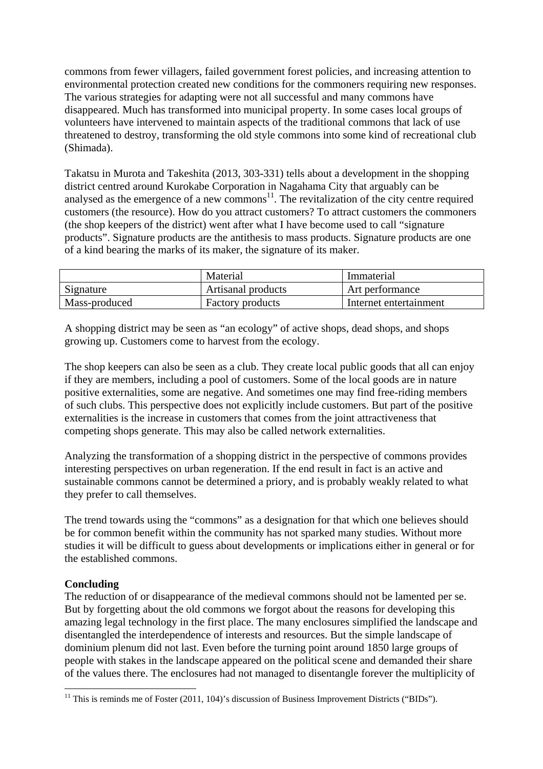commons from fewer villagers, failed government forest policies, and increasing attention to environmental protection created new conditions for the commoners requiring new responses. The various strategies for adapting were not all successful and many commons have disappeared. Much has transformed into municipal property. In some cases local groups of volunteers have intervened to maintain aspects of the traditional commons that lack of use threatened to destroy, transforming the old style commons into some kind of recreational club (Shimada).

Takatsu in Murota and Takeshita (2013, 303-331) tells about a development in the shopping district centred around Kurokabe Corporation in Nagahama City that arguably can be analysed as the emergence of a new commons[11]. The revitalization of the city centre required customers (the resource). How do you attract customers? To attract customers the commoners (the shop keepers of the district) went after what I have become used to call "signature products". Signature products are the antithesis to mass products. Signature products are one of a kind bearing the marks of its maker, the signature of its maker.

| | Material | Immaterial |
|---|---|---|
| Signature | Artisanal products | Art performance |
| Mass-produced | Factory products | Internet entertainment |

A shopping district may be seen as "an ecology" of active shops, dead shops, and shops growing up. Customers come to harvest from the ecology.

The shop keepers can also be seen as a club. They create local public goods that all can enjoy if they are members, including a pool of customers. Some of the local goods are in nature positive externalities, some are negative. And sometimes one may find free-riding members of such clubs. This perspective does not explicitly include customers. But part of the positive externalities is the increase in customers that comes from the joint attractiveness that competing shops generate. This may also be called network externalities.

Analyzing the transformation of a shopping district in the perspective of commons provides interesting perspectives on urban regeneration. If the end result in fact is an active and sustainable commons cannot be determined a priory, and is probably weakly related to what they prefer to call themselves.

The trend towards using the "commons" as a designation for that which one believes should be for common benefit within the community has not sparked many studies. Without more studies it will be difficult to guess about developments or implications either in general or for the established commons.

**Concluding**

The reduction of or disappearance of the medieval commons should not be lamented per se. But by forgetting about the old commons we forgot about the reasons for developing this amazing legal technology in the first place. The many enclosures simplified the landscape and disentangled the interdependence of interests and resources. But the simple landscape of dominium plenum did not last. Even before the turning point around 1850 large groups of people with stakes in the landscape appeared on the political scene and demanded their share of the values there. The enclosures had not managed to disentangle forever the multiplicity of

[11] This is reminds me of Foster (2011, 104)'s discussion of Business Improvement Districts ("BIDs").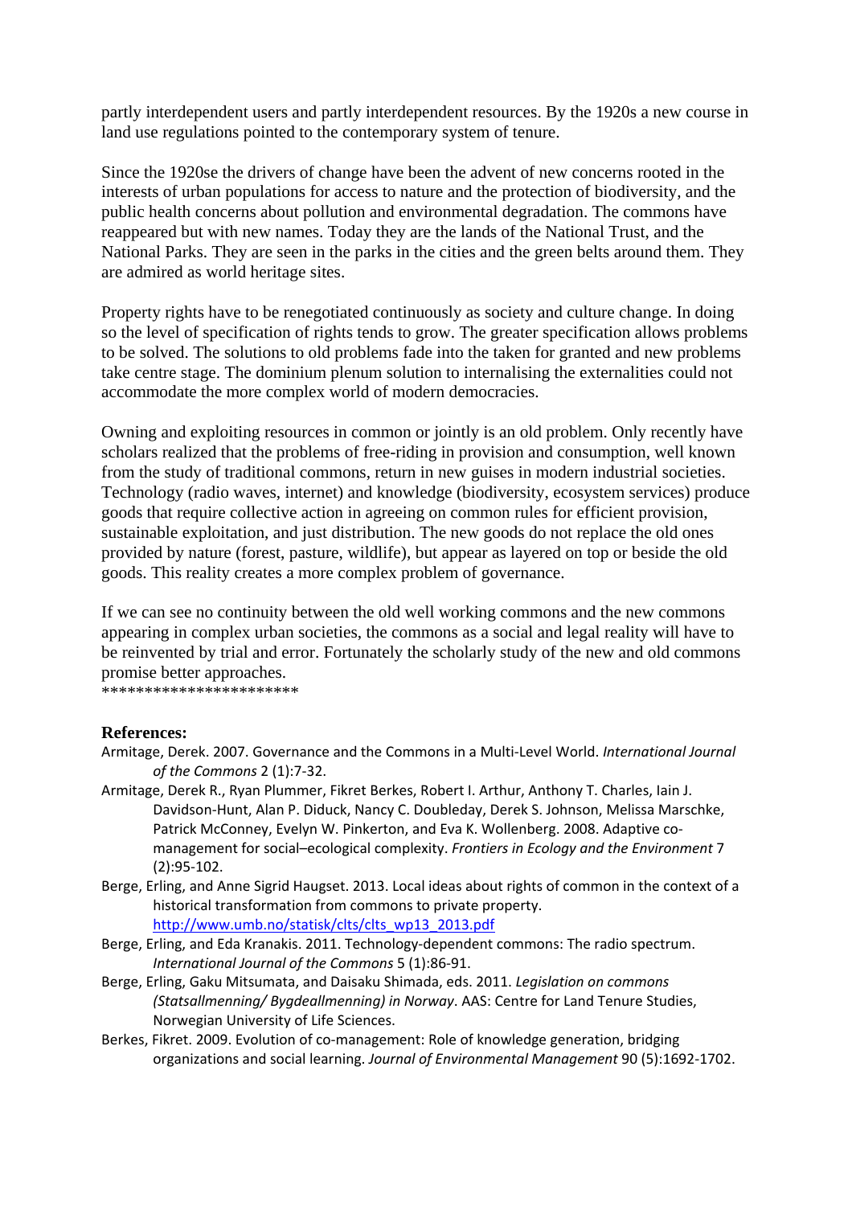partly interdependent users and partly interdependent resources. By the 1920s a new course in land use regulations pointed to the contemporary system of tenure.

Since the 1920se the drivers of change have been the advent of new concerns rooted in the interests of urban populations for access to nature and the protection of biodiversity, and the public health concerns about pollution and environmental degradation. The commons have reappeared but with new names. Today they are the lands of the National Trust, and the National Parks. They are seen in the parks in the cities and the green belts around them. They are admired as world heritage sites.

Property rights have to be renegotiated continuously as society and culture change. In doing so the level of specification of rights tends to grow. The greater specification allows problems to be solved. The solutions to old problems fade into the taken for granted and new problems take centre stage. The dominium plenum solution to internalising the externalities could not accommodate the more complex world of modern democracies.

Owning and exploiting resources in common or jointly is an old problem. Only recently have scholars realized that the problems of free-riding in provision and consumption, well known from the study of traditional commons, return in new guises in modern industrial societies. Technology (radio waves, internet) and knowledge (biodiversity, ecosystem services) produce goods that require collective action in agreeing on common rules for efficient provision, sustainable exploitation, and just distribution. The new goods do not replace the old ones provided by nature (forest, pasture, wildlife), but appear as layered on top or beside the old goods. This reality creates a more complex problem of governance.

If we can see no continuity between the old well working commons and the new commons appearing in complex urban societies, the commons as a social and legal reality will have to be reinvented by trial and error. Fortunately the scholarly study of the new and old commons promise better approaches.

***********************

**References:**

Armitage, Derek. 2007. Governance and the Commons in a Multi-Level World. *International Journal of the Commons* 2 (1):7-32.

Armitage, Derek R., Ryan Plummer, Fikret Berkes, Robert I. Arthur, Anthony T. Charles, Iain J. Davidson-Hunt, Alan P. Diduck, Nancy C. Doubleday, Derek S. Johnson, Melissa Marschke, Patrick McConney, Evelyn W. Pinkerton, and Eva K. Wollenberg. 2008. Adaptive co-management for social–ecological complexity. *Frontiers in Ecology and the Environment* 7 (2):95-102.

Berge, Erling, and Anne Sigrid Haugset. 2013. Local ideas about rights of common in the context of a historical transformation from commons to private property. http://www.umb.no/statisk/clts/clts_wp13_2013.pdf

Berge, Erling, and Eda Kranakis. 2011. Technology-dependent commons: The radio spectrum. *International Journal of the Commons* 5 (1):86-91.

Berge, Erling, Gaku Mitsumata, and Daisaku Shimada, eds. 2011. *Legislation on commons (Statsallmenning/ Bygdeallmenning) in Norway*. AAS: Centre for Land Tenure Studies, Norwegian University of Life Sciences.

Berkes, Fikret. 2009. Evolution of co-management: Role of knowledge generation, bridging organizations and social learning. *Journal of Environmental Management* 90 (5):1692-1702.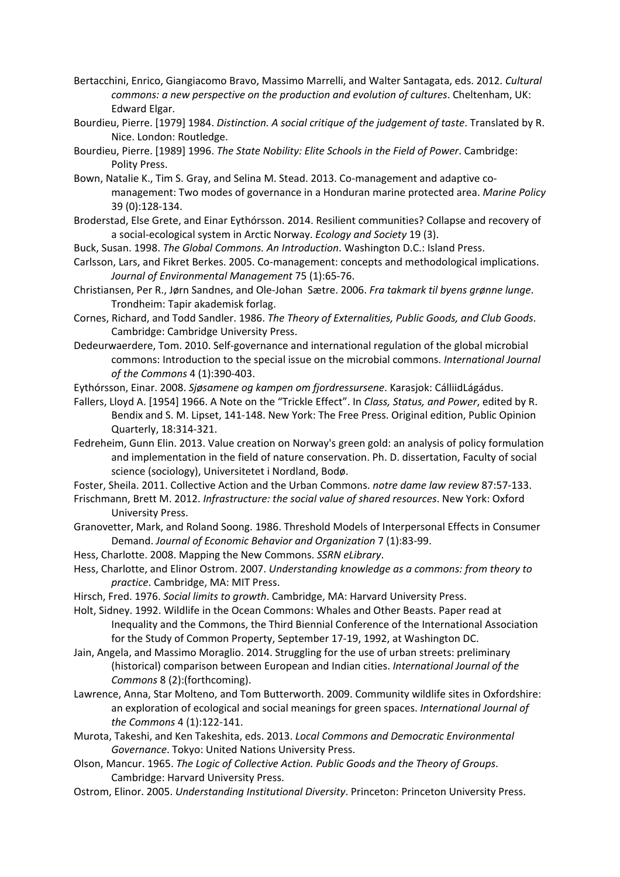Bertacchini, Enrico, Giangiacomo Bravo, Massimo Marrelli, and Walter Santagata, eds. 2012. *Cultural commons: a new perspective on the production and evolution of cultures*. Cheltenham, UK: Edward Elgar.

Bourdieu, Pierre. [1979] 1984. *Distinction. A social critique of the judgement of taste*. Translated by R. Nice. London: Routledge.

Bourdieu, Pierre. [1989] 1996. *The State Nobility: Elite Schools in the Field of Power*. Cambridge: Polity Press.

Bown, Natalie K., Tim S. Gray, and Selina M. Stead. 2013. Co-management and adaptive co-management: Two modes of governance in a Honduran marine protected area. *Marine Policy* 39 (0):128-134.

Broderstad, Else Grete, and Einar Eythórsson. 2014. Resilient communities? Collapse and recovery of a social-ecological system in Arctic Norway. *Ecology and Society* 19 (3).

Buck, Susan. 1998. *The Global Commons. An Introduction*. Washington D.C.: Island Press.

Carlsson, Lars, and Fikret Berkes. 2005. Co-management: concepts and methodological implications. *Journal of Environmental Management* 75 (1):65-76.

Christiansen, Per R., Jørn Sandnes, and Ole-Johan Sætre. 2006. *Fra takmark til byens grønne lunge*. Trondheim: Tapir akademisk forlag.

Cornes, Richard, and Todd Sandler. 1986. *The Theory of Externalities, Public Goods, and Club Goods*. Cambridge: Cambridge University Press.

Dedeurwaerdere, Tom. 2010. Self-governance and international regulation of the global microbial commons: Introduction to the special issue on the microbial commons. *International Journal of the Commons* 4 (1):390-403.

Eythórsson, Einar. 2008. *Sjøsamene og kampen om fjordressursene*. Karasjok: CálliidLágádus.

Fallers, Lloyd A. [1954] 1966. A Note on the "Trickle Effect". In *Class, Status, and Power*, edited by R. Bendix and S. M. Lipset, 141-148. New York: The Free Press. Original edition, Public Opinion Quarterly, 18:314-321.

Fedreheim, Gunn Elin. 2013. Value creation on Norway's green gold: an analysis of policy formulation and implementation in the field of nature conservation. Ph. D. dissertation, Faculty of social science (sociology), Universitetet i Nordland, Bodø.

Foster, Sheila. 2011. Collective Action and the Urban Commons. *notre dame law review* 87:57-133.

Frischmann, Brett M. 2012. *Infrastructure: the social value of shared resources*. New York: Oxford University Press.

Granovetter, Mark, and Roland Soong. 1986. Threshold Models of Interpersonal Effects in Consumer Demand. *Journal of Economic Behavior and Organization* 7 (1):83-99.

Hess, Charlotte. 2008. Mapping the New Commons. *SSRN eLibrary*.

Hess, Charlotte, and Elinor Ostrom. 2007. *Understanding knowledge as a commons: from theory to practice*. Cambridge, MA: MIT Press.

Hirsch, Fred. 1976. *Social limits to growth*. Cambridge, MA: Harvard University Press.

Holt, Sidney. 1992. Wildlife in the Ocean Commons: Whales and Other Beasts. Paper read at Inequality and the Commons, the Third Biennial Conference of the International Association for the Study of Common Property, September 17-19, 1992, at Washington DC.

Jain, Angela, and Massimo Moraglio. 2014. Struggling for the use of urban streets: preliminary (historical) comparison between European and Indian cities. *International Journal of the Commons* 8 (2):(forthcoming).

Lawrence, Anna, Star Molteno, and Tom Butterworth. 2009. Community wildlife sites in Oxfordshire: an exploration of ecological and social meanings for green spaces. *International Journal of the Commons* 4 (1):122-141.

Murota, Takeshi, and Ken Takeshita, eds. 2013. *Local Commons and Democratic Environmental Governance*. Tokyo: United Nations University Press.

Olson, Mancur. 1965. *The Logic of Collective Action. Public Goods and the Theory of Groups*. Cambridge: Harvard University Press.

Ostrom, Elinor. 2005. *Understanding Institutional Diversity*. Princeton: Princeton University Press.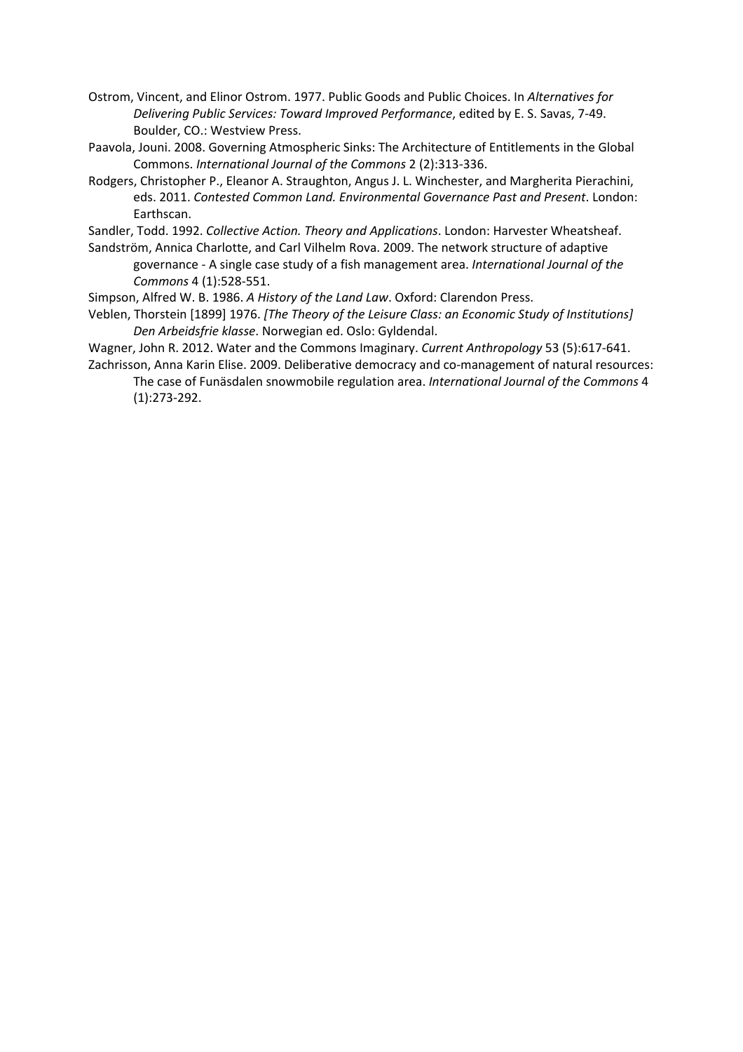Ostrom, Vincent, and Elinor Ostrom. 1977. Public Goods and Public Choices. In *Alternatives for Delivering Public Services: Toward Improved Performance*, edited by E. S. Savas, 7-49. Boulder, CO.: Westview Press.

Paavola, Jouni. 2008. Governing Atmospheric Sinks: The Architecture of Entitlements in the Global Commons. *International Journal of the Commons* 2 (2):313-336.

Rodgers, Christopher P., Eleanor A. Straughton, Angus J. L. Winchester, and Margherita Pierachini, eds. 2011. *Contested Common Land. Environmental Governance Past and Present*. London: Earthscan.

Sandler, Todd. 1992. *Collective Action. Theory and Applications*. London: Harvester Wheatsheaf.

Sandström, Annica Charlotte, and Carl Vilhelm Rova. 2009. The network structure of adaptive governance - A single case study of a fish management area. *International Journal of the Commons* 4 (1):528-551.

Simpson, Alfred W. B. 1986. *A History of the Land Law*. Oxford: Clarendon Press.

Veblen, Thorstein [1899] 1976. *[The Theory of the Leisure Class: an Economic Study of Institutions] Den Arbeidsfrie klasse*. Norwegian ed. Oslo: Gyldendal.

Wagner, John R. 2012. Water and the Commons Imaginary. *Current Anthropology* 53 (5):617-641.

Zachrisson, Anna Karin Elise. 2009. Deliberative democracy and co-management of natural resources: The case of Funäsdalen snowmobile regulation area. *International Journal of the Commons* 4 (1):273-292.